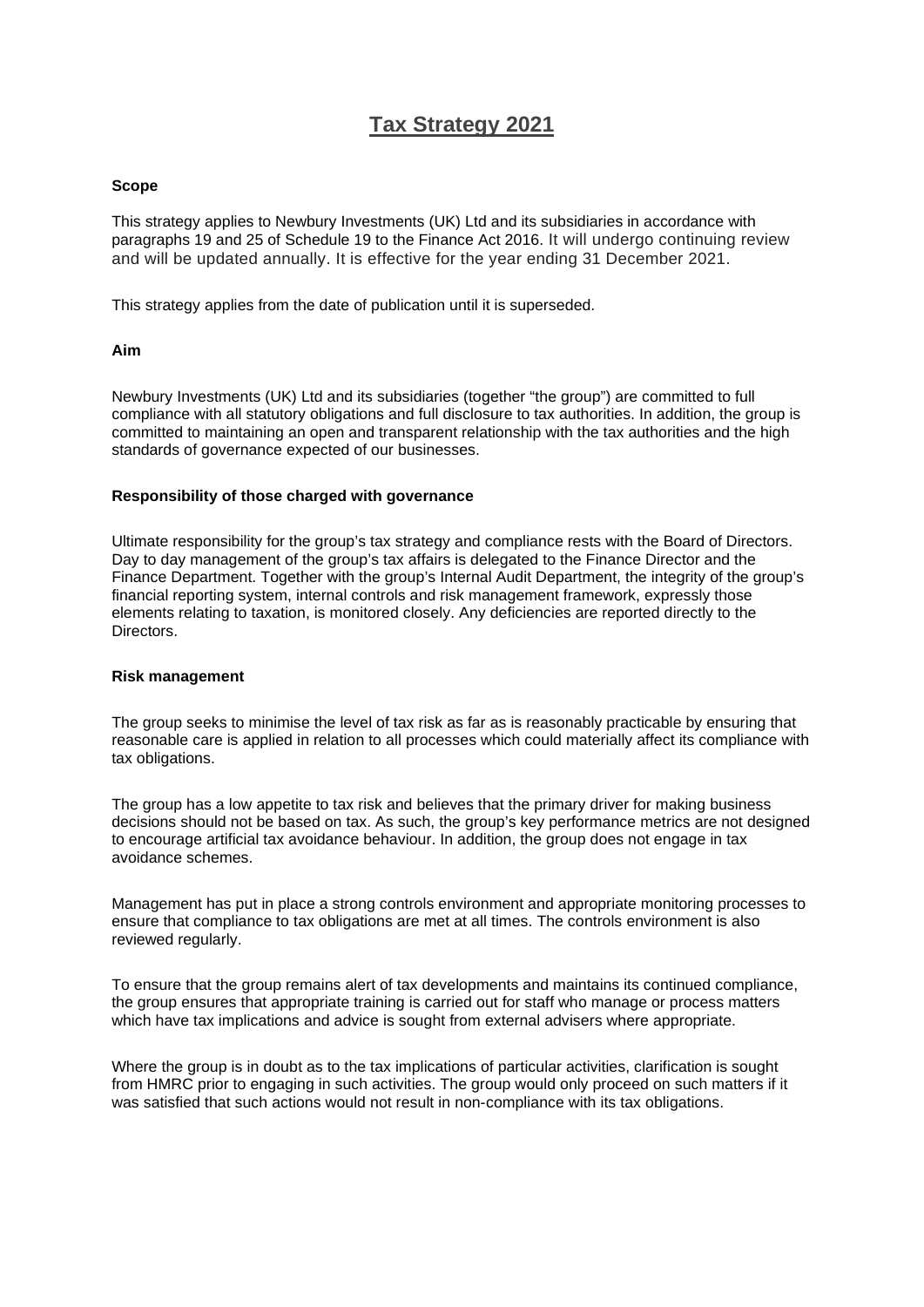# Tax Strategy 2021

**Scope**

This strategy applies to Newbury Investments (UK) Ltd and its subsidiaries in accordance with paragraphs 19 and 25 of Schedule 19 to the Finance Act 2016. It will undergo continuing review and will be updated annually. It is effective for the year ending 31 December 2021.

This strategy applies from the date of publication until it is superseded.

**Aim**

Newbury Investments (UK) Ltd and its subsidiaries (together "the group") are committed to full compliance with all statutory obligations and full disclosure to tax authorities. In addition, the group is committed to maintaining an open and transparent relationship with the tax authorities and the high standards of governance expected of our businesses.

**Responsibility of those charged with governance**

Ultimate responsibility for the group's tax strategy and compliance rests with the Board of Directors. Day to day management of the group's tax affairs is delegated to the Finance Director and the Finance Department. Together with the group's Internal Audit Department, the integrity of the group's financial reporting system, internal controls and risk management framework, expressly those elements relating to taxation, is monitored closely. Any deficiencies are reported directly to the Directors.

**Risk management**

The group seeks to minimise the level of tax risk as far as is reasonably practicable by ensuring that reasonable care is applied in relation to all processes which could materially affect its compliance with tax obligations.

The group has a low appetite to tax risk and believes that the primary driver for making business decisions should not be based on tax. As such, the group's key performance metrics are not designed to encourage artificial tax avoidance behaviour. In addition, the group does not engage in tax avoidance schemes.

Management has put in place a strong controls environment and appropriate monitoring processes to ensure that compliance to tax obligations are met at all times. The controls environment is also reviewed regularly.

To ensure that the group remains alert of tax developments and maintains its continued compliance, the group ensures that appropriate training is carried out for staff who manage or process matters which have tax implications and advice is sought from external advisers where appropriate.

Where the group is in doubt as to the tax implications of particular activities, clarification is sought from HMRC prior to engaging in such activities. The group would only proceed on such matters if it was satisfied that such actions would not result in non-compliance with its tax obligations.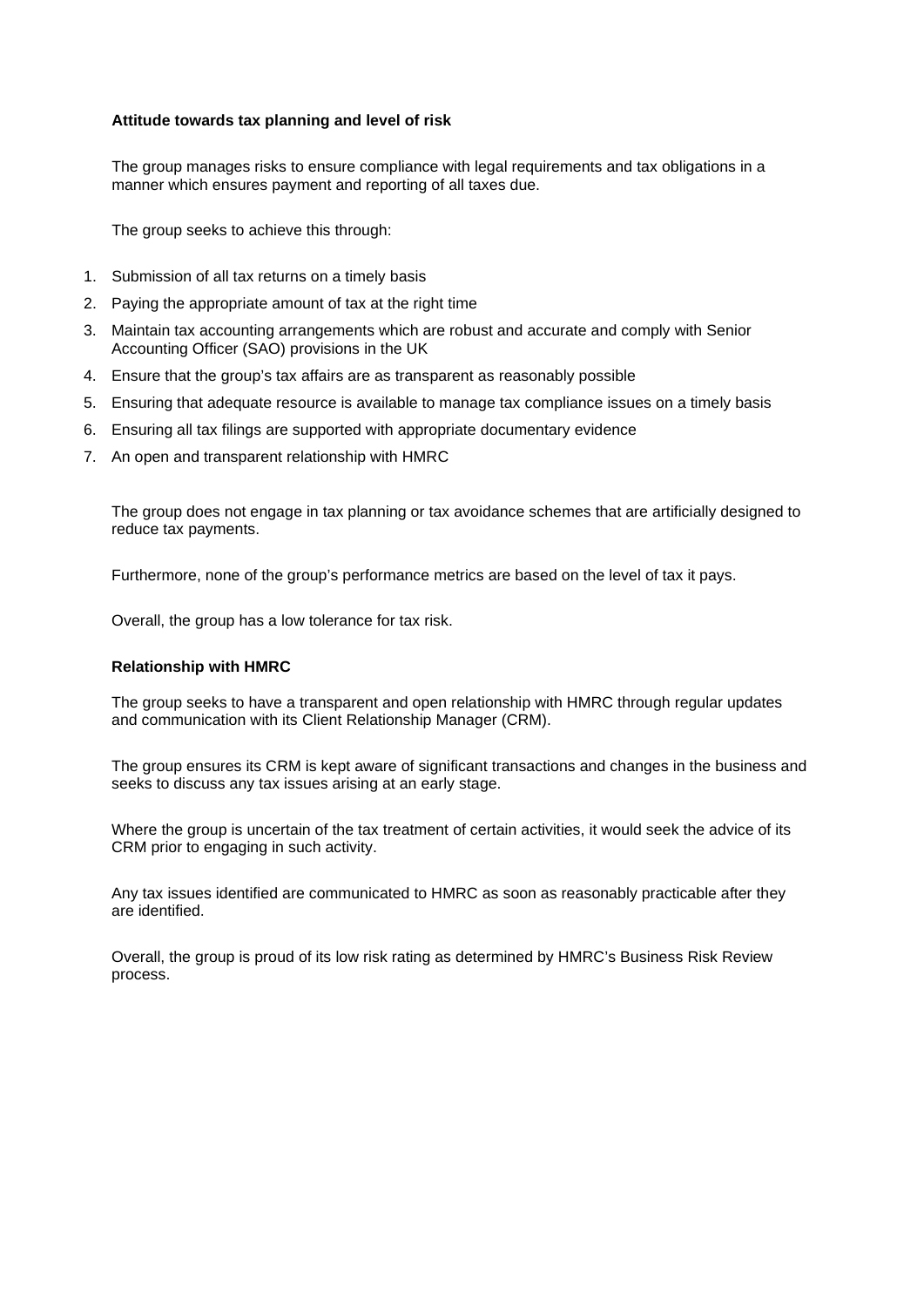**Attitude towards tax planning and level of risk**

The group manages risks to ensure compliance with legal requirements and tax obligations in a manner which ensures payment and reporting of all taxes due.

The group seeks to achieve this through:

1. Submission of all tax returns on a timely basis
2. Paying the appropriate amount of tax at the right time
3. Maintain tax accounting arrangements which are robust and accurate and comply with Senior Accounting Officer (SAO) provisions in the UK
4. Ensure that the group's tax affairs are as transparent as reasonably possible
5. Ensuring that adequate resource is available to manage tax compliance issues on a timely basis
6. Ensuring all tax filings are supported with appropriate documentary evidence
7. An open and transparent relationship with HMRC

The group does not engage in tax planning or tax avoidance schemes that are artificially designed to reduce tax payments.

Furthermore, none of the group's performance metrics are based on the level of tax it pays.

Overall, the group has a low tolerance for tax risk.

**Relationship with HMRC**

The group seeks to have a transparent and open relationship with HMRC through regular updates and communication with its Client Relationship Manager (CRM).

The group ensures its CRM is kept aware of significant transactions and changes in the business and seeks to discuss any tax issues arising at an early stage.

Where the group is uncertain of the tax treatment of certain activities, it would seek the advice of its CRM prior to engaging in such activity.

Any tax issues identified are communicated to HMRC as soon as reasonably practicable after they are identified.

Overall, the group is proud of its low risk rating as determined by HMRC's Business Risk Review process.